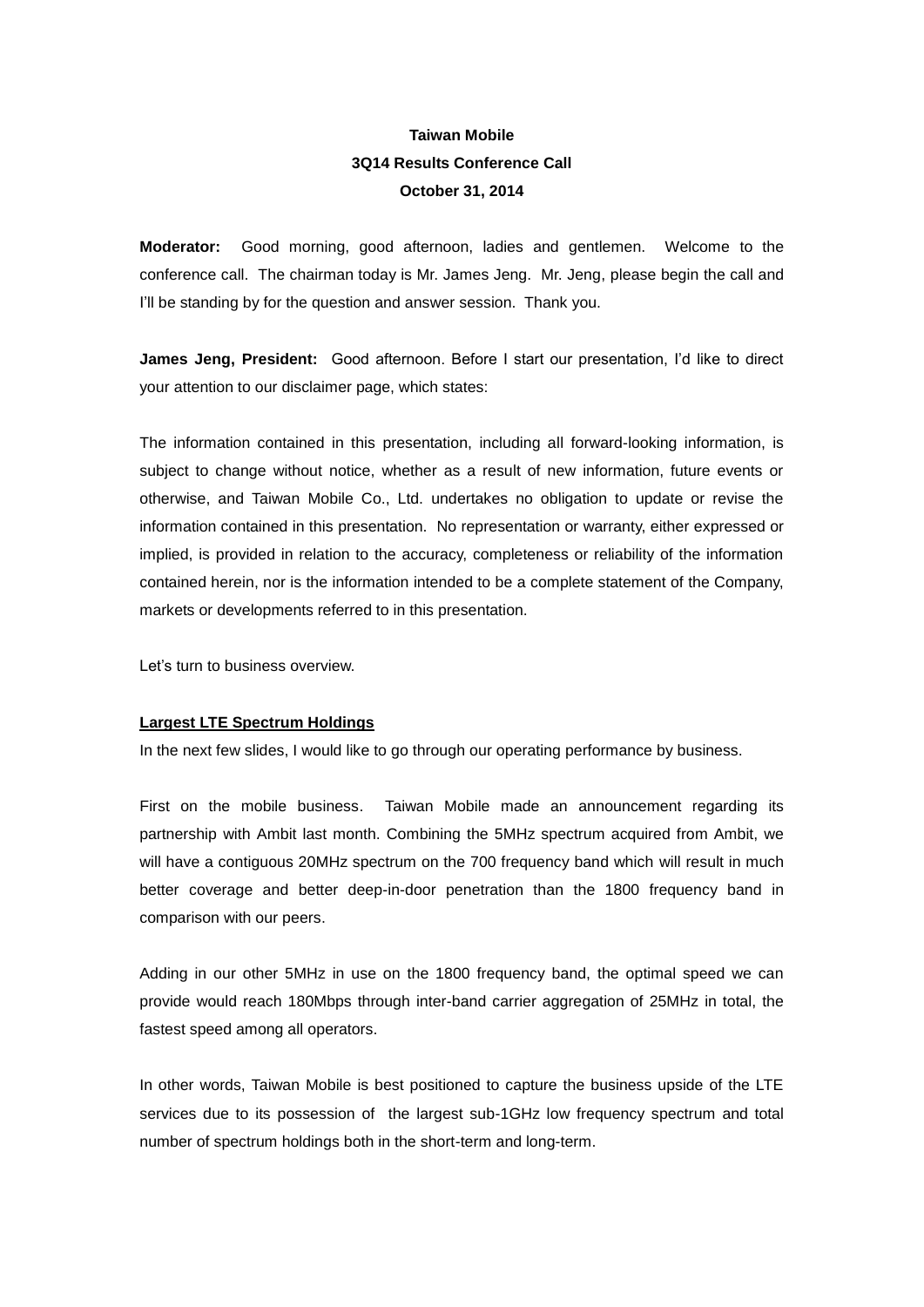**Taiwan Mobile**

**3Q14 Results Conference Call**

**October 31, 2014**

**Moderator:** Good morning, good afternoon, ladies and gentlemen. Welcome to the conference call. The chairman today is Mr. James Jeng. Mr. Jeng, please begin the call and I'll be standing by for the question and answer session. Thank you.

**James Jeng, President:** Good afternoon. Before I start our presentation, I'd like to direct your attention to our disclaimer page, which states:

The information contained in this presentation, including all forward-looking information, is subject to change without notice, whether as a result of new information, future events or otherwise, and Taiwan Mobile Co., Ltd. undertakes no obligation to update or revise the information contained in this presentation. No representation or warranty, either expressed or implied, is provided in relation to the accuracy, completeness or reliability of the information contained herein, nor is the information intended to be a complete statement of the Company, markets or developments referred to in this presentation.

Let's turn to business overview.

**Largest LTE Spectrum Holdings**

In the next few slides, I would like to go through our operating performance by business.

First on the mobile business. Taiwan Mobile made an announcement regarding its partnership with Ambit last month. Combining the 5MHz spectrum acquired from Ambit, we will have a contiguous 20MHz spectrum on the 700 frequency band which will result in much better coverage and better deep-in-door penetration than the 1800 frequency band in comparison with our peers.

Adding in our other 5MHz in use on the 1800 frequency band, the optimal speed we can provide would reach 180Mbps through inter-band carrier aggregation of 25MHz in total, the fastest speed among all operators.

In other words, Taiwan Mobile is best positioned to capture the business upside of the LTE services due to its possession of the largest sub-1GHz low frequency spectrum and total number of spectrum holdings both in the short-term and long-term.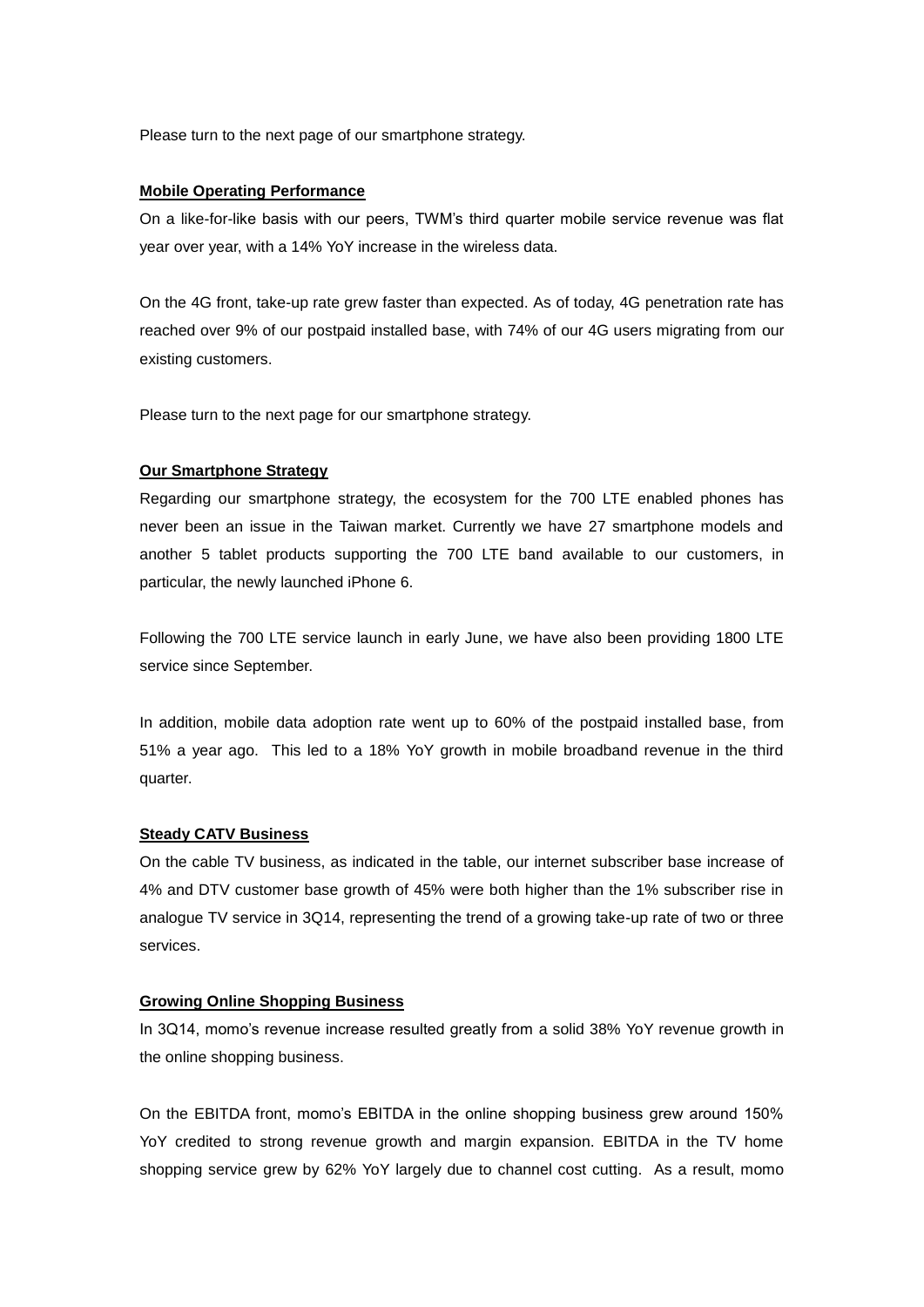Please turn to the next page of our smartphone strategy.

**Mobile Operating Performance**

On a like-for-like basis with our peers, TWM's third quarter mobile service revenue was flat year over year, with a 14% YoY increase in the wireless data.

On the 4G front, take-up rate grew faster than expected. As of today, 4G penetration rate has reached over 9% of our postpaid installed base, with 74% of our 4G users migrating from our existing customers.

Please turn to the next page for our smartphone strategy.

**Our Smartphone Strategy**

Regarding our smartphone strategy, the ecosystem for the 700 LTE enabled phones has never been an issue in the Taiwan market. Currently we have 27 smartphone models and another 5 tablet products supporting the 700 LTE band available to our customers, in particular, the newly launched iPhone 6.

Following the 700 LTE service launch in early June, we have also been providing 1800 LTE service since September.

In addition, mobile data adoption rate went up to 60% of the postpaid installed base, from 51% a year ago. This led to a 18% YoY growth in mobile broadband revenue in the third quarter.

**Steady CATV Business**

On the cable TV business, as indicated in the table, our internet subscriber base increase of 4% and DTV customer base growth of 45% were both higher than the 1% subscriber rise in analogue TV service in 3Q14, representing the trend of a growing take-up rate of two or three services.

**Growing Online Shopping Business**

In 3Q14, momo's revenue increase resulted greatly from a solid 38% YoY revenue growth in the online shopping business.

On the EBITDA front, momo's EBITDA in the online shopping business grew around 150% YoY credited to strong revenue growth and margin expansion. EBITDA in the TV home shopping service grew by 62% YoY largely due to channel cost cutting. As a result, momo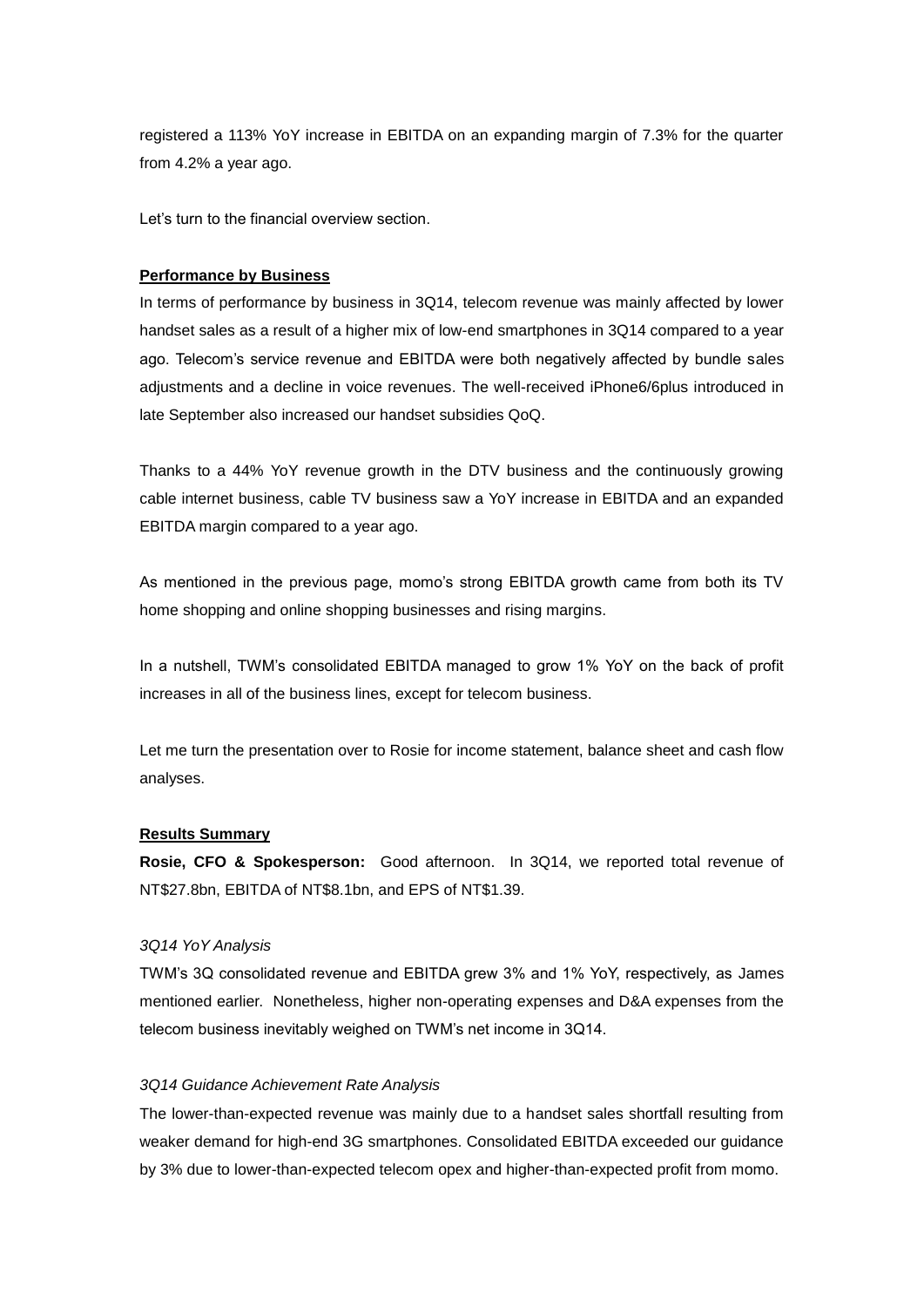registered a 113% YoY increase in EBITDA on an expanding margin of 7.3% for the quarter from 4.2% a year ago.

Let's turn to the financial overview section.

**Performance by Business**

In terms of performance by business in 3Q14, telecom revenue was mainly affected by lower handset sales as a result of a higher mix of low-end smartphones in 3Q14 compared to a year ago. Telecom's service revenue and EBITDA were both negatively affected by bundle sales adjustments and a decline in voice revenues. The well-received iPhone6/6plus introduced in late September also increased our handset subsidies QoQ.

Thanks to a 44% YoY revenue growth in the DTV business and the continuously growing cable internet business, cable TV business saw a YoY increase in EBITDA and an expanded EBITDA margin compared to a year ago.

As mentioned in the previous page, momo's strong EBITDA growth came from both its TV home shopping and online shopping businesses and rising margins.

In a nutshell, TWM's consolidated EBITDA managed to grow 1% YoY on the back of profit increases in all of the business lines, except for telecom business.

Let me turn the presentation over to Rosie for income statement, balance sheet and cash flow analyses.

**Results Summary**

**Rosie, CFO & Spokesperson:** Good afternoon. In 3Q14, we reported total revenue of NT$27.8bn, EBITDA of NT$8.1bn, and EPS of NT$1.39.

*3Q14 YoY Analysis*

TWM's 3Q consolidated revenue and EBITDA grew 3% and 1% YoY, respectively, as James mentioned earlier. Nonetheless, higher non-operating expenses and D&A expenses from the telecom business inevitably weighed on TWM's net income in 3Q14.

*3Q14 Guidance Achievement Rate Analysis*

The lower-than-expected revenue was mainly due to a handset sales shortfall resulting from weaker demand for high-end 3G smartphones. Consolidated EBITDA exceeded our guidance by 3% due to lower-than-expected telecom opex and higher-than-expected profit from momo.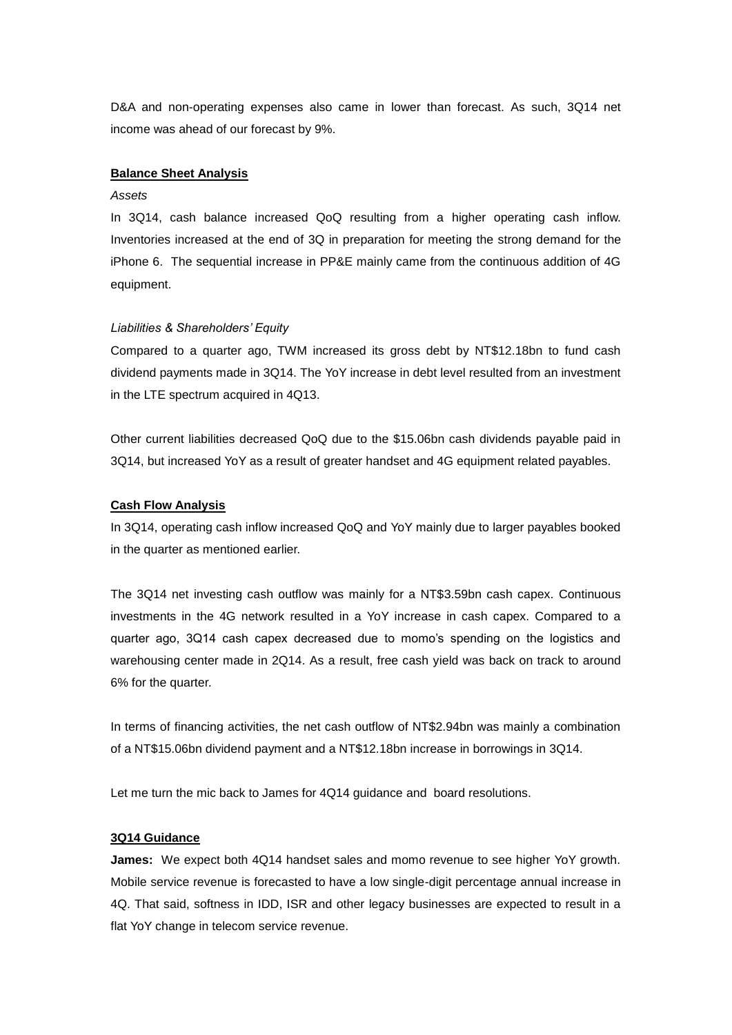D&A and non-operating expenses also came in lower than forecast. As such, 3Q14 net income was ahead of our forecast by 9%.

## Balance Sheet Analysis

*Assets*

In 3Q14, cash balance increased QoQ resulting from a higher operating cash inflow. Inventories increased at the end of 3Q in preparation for meeting the strong demand for the iPhone 6. The sequential increase in PP&E mainly came from the continuous addition of 4G equipment.

*Liabilities & Shareholders' Equity*

Compared to a quarter ago, TWM increased its gross debt by NT$12.18bn to fund cash dividend payments made in 3Q14. The YoY increase in debt level resulted from an investment in the LTE spectrum acquired in 4Q13.

Other current liabilities decreased QoQ due to the $15.06bn cash dividends payable paid in 3Q14, but increased YoY as a result of greater handset and 4G equipment related payables.

## Cash Flow Analysis

In 3Q14, operating cash inflow increased QoQ and YoY mainly due to larger payables booked in the quarter as mentioned earlier.

The 3Q14 net investing cash outflow was mainly for a NT$3.59bn cash capex. Continuous investments in the 4G network resulted in a YoY increase in cash capex. Compared to a quarter ago, 3Q14 cash capex decreased due to momo's spending on the logistics and warehousing center made in 2Q14. As a result, free cash yield was back on track to around 6% for the quarter.

In terms of financing activities, the net cash outflow of NT$2.94bn was mainly a combination of a NT$15.06bn dividend payment and a NT$12.18bn increase in borrowings in 3Q14.

Let me turn the mic back to James for 4Q14 guidance and board resolutions.

## 3Q14 Guidance

**James:** We expect both 4Q14 handset sales and momo revenue to see higher YoY growth. Mobile service revenue is forecasted to have a low single-digit percentage annual increase in 4Q. That said, softness in IDD, ISR and other legacy businesses are expected to result in a flat YoY change in telecom service revenue.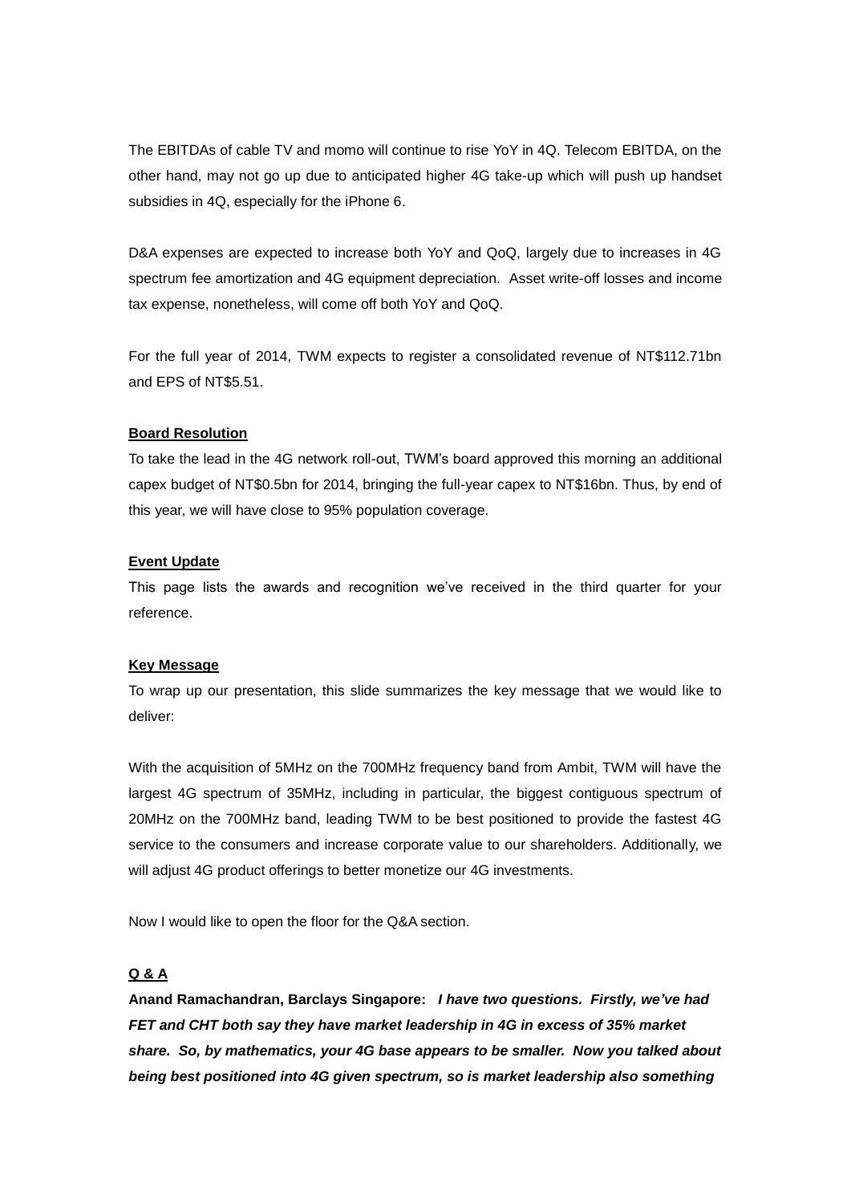The EBITDAs of cable TV and momo will continue to rise YoY in 4Q. Telecom EBITDA, on the other hand, may not go up due to anticipated higher 4G take-up which will push up handset subsidies in 4Q, especially for the iPhone 6.

D&A expenses are expected to increase both YoY and QoQ, largely due to increases in 4G spectrum fee amortization and 4G equipment depreciation. Asset write-off losses and income tax expense, nonetheless, will come off both YoY and QoQ.

For the full year of 2014, TWM expects to register a consolidated revenue of NT$112.71bn and EPS of NT$5.51.

**Board Resolution**

To take the lead in the 4G network roll-out, TWM's board approved this morning an additional capex budget of NT$0.5bn for 2014, bringing the full-year capex to NT$16bn. Thus, by end of this year, we will have close to 95% population coverage.

**Event Update**

This page lists the awards and recognition we've received in the third quarter for your reference.

**Key Message**

To wrap up our presentation, this slide summarizes the key message that we would like to deliver:

With the acquisition of 5MHz on the 700MHz frequency band from Ambit, TWM will have the largest 4G spectrum of 35MHz, including in particular, the biggest contiguous spectrum of 20MHz on the 700MHz band, leading TWM to be best positioned to provide the fastest 4G service to the consumers and increase corporate value to our shareholders. Additionally, we will adjust 4G product offerings to better monetize our 4G investments.

Now I would like to open the floor for the Q&A section.

**Q & A**

**Anand Ramachandran, Barclays Singapore:** ***I have two questions. Firstly, we've had FET and CHT both say they have market leadership in 4G in excess of 35% market share. So, by mathematics, your 4G base appears to be smaller. Now you talked about being best positioned into 4G given spectrum, so is market leadership also something***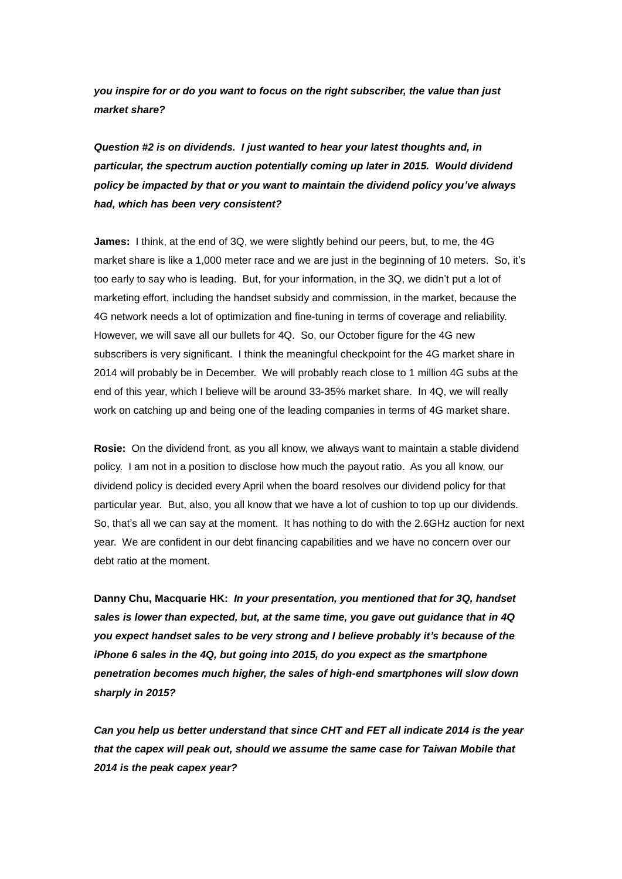***you inspire for or do you want to focus on the right subscriber, the value than just market share?***

***Question #2 is on dividends. I just wanted to hear your latest thoughts and, in particular, the spectrum auction potentially coming up later in 2015. Would dividend policy be impacted by that or you want to maintain the dividend policy you've always had, which has been very consistent?***

**James:** I think, at the end of 3Q, we were slightly behind our peers, but, to me, the 4G market share is like a 1,000 meter race and we are just in the beginning of 10 meters. So, it's too early to say who is leading. But, for your information, in the 3Q, we didn't put a lot of marketing effort, including the handset subsidy and commission, in the market, because the 4G network needs a lot of optimization and fine-tuning in terms of coverage and reliability. However, we will save all our bullets for 4Q. So, our October figure for the 4G new subscribers is very significant. I think the meaningful checkpoint for the 4G market share in 2014 will probably be in December. We will probably reach close to 1 million 4G subs at the end of this year, which I believe will be around 33-35% market share. In 4Q, we will really work on catching up and being one of the leading companies in terms of 4G market share.

**Rosie:** On the dividend front, as you all know, we always want to maintain a stable dividend policy. I am not in a position to disclose how much the payout ratio. As you all know, our dividend policy is decided every April when the board resolves our dividend policy for that particular year. But, also, you all know that we have a lot of cushion to top up our dividends. So, that's all we can say at the moment. It has nothing to do with the 2.6GHz auction for next year. We are confident in our debt financing capabilities and we have no concern over our debt ratio at the moment.

**Danny Chu, Macquarie HK:** ***In your presentation, you mentioned that for 3Q, handset sales is lower than expected, but, at the same time, you gave out guidance that in 4Q you expect handset sales to be very strong and I believe probably it's because of the iPhone 6 sales in the 4Q, but going into 2015, do you expect as the smartphone penetration becomes much higher, the sales of high-end smartphones will slow down sharply in 2015?***

***Can you help us better understand that since CHT and FET all indicate 2014 is the year that the capex will peak out, should we assume the same case for Taiwan Mobile that 2014 is the peak capex year?***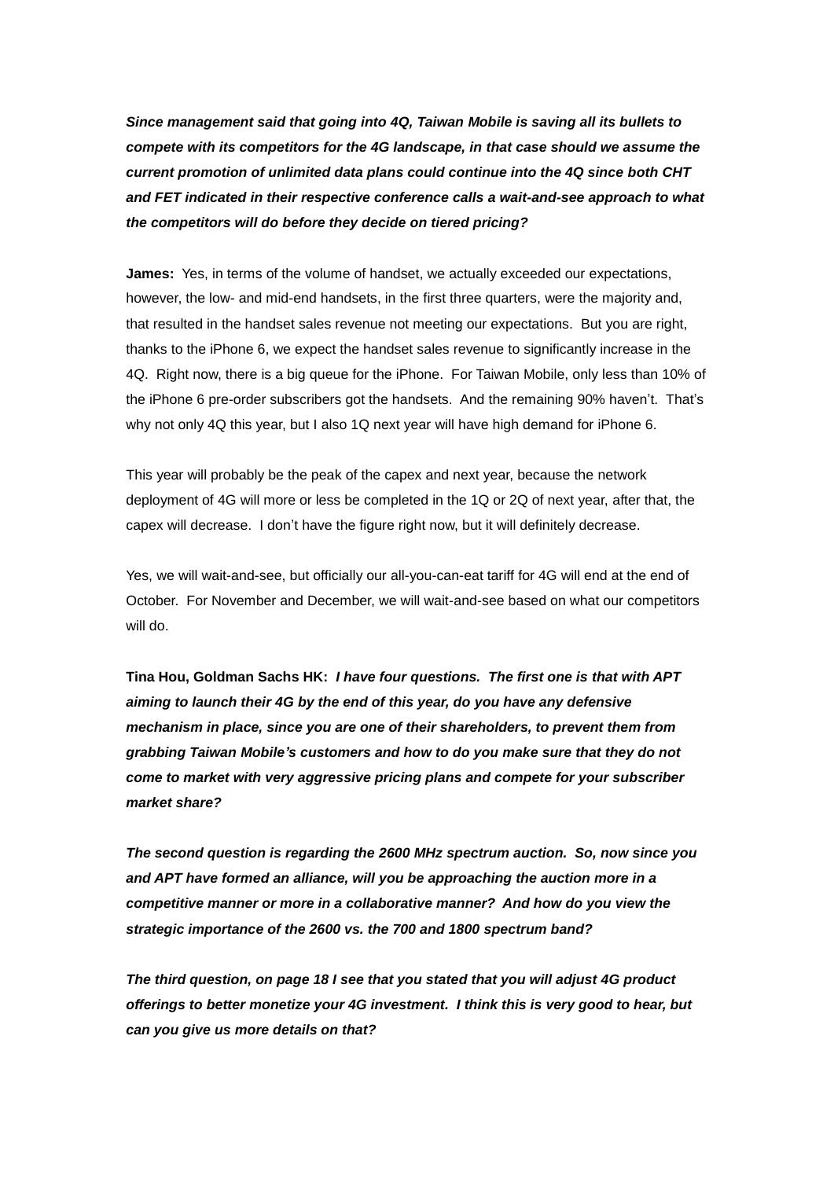***Since management said that going into 4Q, Taiwan Mobile is saving all its bullets to compete with its competitors for the 4G landscape, in that case should we assume the current promotion of unlimited data plans could continue into the 4Q since both CHT and FET indicated in their respective conference calls a wait-and-see approach to what the competitors will do before they decide on tiered pricing?***

**James:** Yes, in terms of the volume of handset, we actually exceeded our expectations, however, the low- and mid-end handsets, in the first three quarters, were the majority and, that resulted in the handset sales revenue not meeting our expectations. But you are right, thanks to the iPhone 6, we expect the handset sales revenue to significantly increase in the 4Q. Right now, there is a big queue for the iPhone. For Taiwan Mobile, only less than 10% of the iPhone 6 pre-order subscribers got the handsets. And the remaining 90% haven't. That's why not only 4Q this year, but I also 1Q next year will have high demand for iPhone 6.

This year will probably be the peak of the capex and next year, because the network deployment of 4G will more or less be completed in the 1Q or 2Q of next year, after that, the capex will decrease. I don't have the figure right now, but it will definitely decrease.

Yes, we will wait-and-see, but officially our all-you-can-eat tariff for 4G will end at the end of October. For November and December, we will wait-and-see based on what our competitors will do.

**Tina Hou, Goldman Sachs HK:** ***I have four questions. The first one is that with APT aiming to launch their 4G by the end of this year, do you have any defensive mechanism in place, since you are one of their shareholders, to prevent them from grabbing Taiwan Mobile's customers and how to do you make sure that they do not come to market with very aggressive pricing plans and compete for your subscriber market share?***

***The second question is regarding the 2600 MHz spectrum auction. So, now since you and APT have formed an alliance, will you be approaching the auction more in a competitive manner or more in a collaborative manner? And how do you view the strategic importance of the 2600 vs. the 700 and 1800 spectrum band?***

***The third question, on page 18 I see that you stated that you will adjust 4G product offerings to better monetize your 4G investment. I think this is very good to hear, but can you give us more details on that?***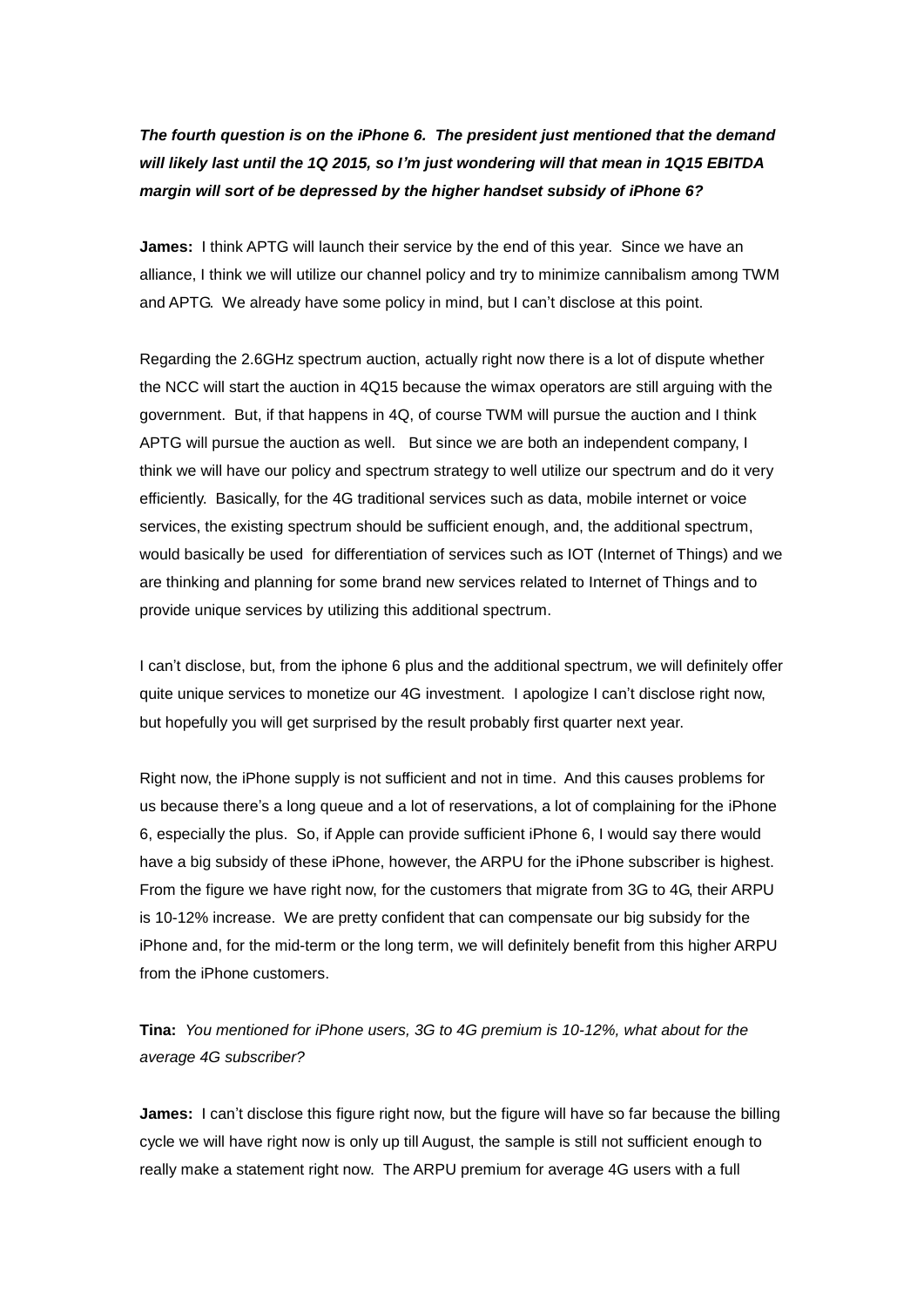***The fourth question is on the iPhone 6. The president just mentioned that the demand will likely last until the 1Q 2015, so I'm just wondering will that mean in 1Q15 EBITDA margin will sort of be depressed by the higher handset subsidy of iPhone 6?***

**James:** I think APTG will launch their service by the end of this year. Since we have an alliance, I think we will utilize our channel policy and try to minimize cannibalism among TWM and APTG. We already have some policy in mind, but I can't disclose at this point.

Regarding the 2.6GHz spectrum auction, actually right now there is a lot of dispute whether the NCC will start the auction in 4Q15 because the wimax operators are still arguing with the government. But, if that happens in 4Q, of course TWM will pursue the auction and I think APTG will pursue the auction as well. But since we are both an independent company, I think we will have our policy and spectrum strategy to well utilize our spectrum and do it very efficiently. Basically, for the 4G traditional services such as data, mobile internet or voice services, the existing spectrum should be sufficient enough, and, the additional spectrum, would basically be used for differentiation of services such as IOT (Internet of Things) and we are thinking and planning for some brand new services related to Internet of Things and to provide unique services by utilizing this additional spectrum.

I can't disclose, but, from the iphone 6 plus and the additional spectrum, we will definitely offer quite unique services to monetize our 4G investment. I apologize I can't disclose right now, but hopefully you will get surprised by the result probably first quarter next year.

Right now, the iPhone supply is not sufficient and not in time. And this causes problems for us because there's a long queue and a lot of reservations, a lot of complaining for the iPhone 6, especially the plus. So, if Apple can provide sufficient iPhone 6, I would say there would have a big subsidy of these iPhone, however, the ARPU for the iPhone subscriber is highest. From the figure we have right now, for the customers that migrate from 3G to 4G, their ARPU is 10-12% increase. We are pretty confident that can compensate our big subsidy for the iPhone and, for the mid-term or the long term, we will definitely benefit from this higher ARPU from the iPhone customers.

**Tina:** *You mentioned for iPhone users, 3G to 4G premium is 10-12%, what about for the average 4G subscriber?*

**James:** I can't disclose this figure right now, but the figure will have so far because the billing cycle we will have right now is only up till August, the sample is still not sufficient enough to really make a statement right now. The ARPU premium for average 4G users with a full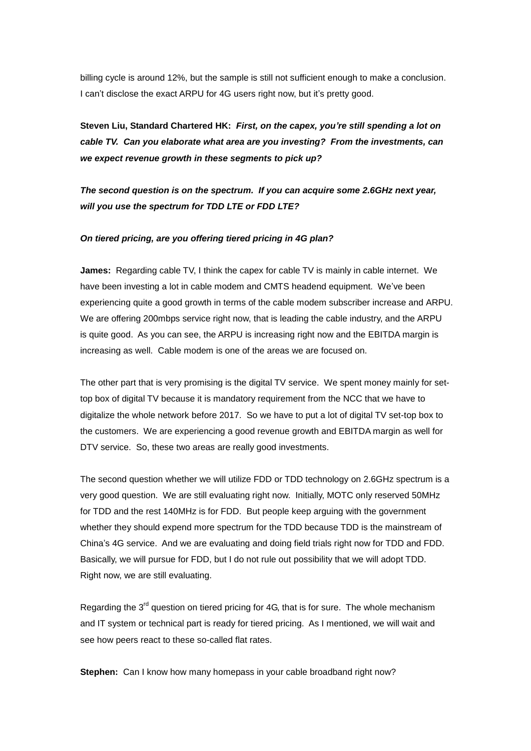billing cycle is around 12%, but the sample is still not sufficient enough to make a conclusion. I can't disclose the exact ARPU for 4G users right now, but it's pretty good.

**Steven Liu, Standard Chartered HK:** ***First, on the capex, you're still spending a lot on cable TV. Can you elaborate what area are you investing? From the investments, can we expect revenue growth in these segments to pick up?***

***The second question is on the spectrum. If you can acquire some 2.6GHz next year, will you use the spectrum for TDD LTE or FDD LTE?***

***On tiered pricing, are you offering tiered pricing in 4G plan?***

**James:** Regarding cable TV, I think the capex for cable TV is mainly in cable internet. We have been investing a lot in cable modem and CMTS headend equipment. We've been experiencing quite a good growth in terms of the cable modem subscriber increase and ARPU. We are offering 200mbps service right now, that is leading the cable industry, and the ARPU is quite good. As you can see, the ARPU is increasing right now and the EBITDA margin is increasing as well. Cable modem is one of the areas we are focused on.

The other part that is very promising is the digital TV service. We spent money mainly for set-top box of digital TV because it is mandatory requirement from the NCC that we have to digitalize the whole network before 2017. So we have to put a lot of digital TV set-top box to the customers. We are experiencing a good revenue growth and EBITDA margin as well for DTV service. So, these two areas are really good investments.

The second question whether we will utilize FDD or TDD technology on 2.6GHz spectrum is a very good question. We are still evaluating right now. Initially, MOTC only reserved 50MHz for TDD and the rest 140MHz is for FDD. But people keep arguing with the government whether they should expend more spectrum for the TDD because TDD is the mainstream of China's 4G service. And we are evaluating and doing field trials right now for TDD and FDD. Basically, we will pursue for FDD, but I do not rule out possibility that we will adopt TDD. Right now, we are still evaluating.

Regarding the 3rd question on tiered pricing for 4G, that is for sure. The whole mechanism and IT system or technical part is ready for tiered pricing. As I mentioned, we will wait and see how peers react to these so-called flat rates.

**Stephen:** Can I know how many homepass in your cable broadband right now?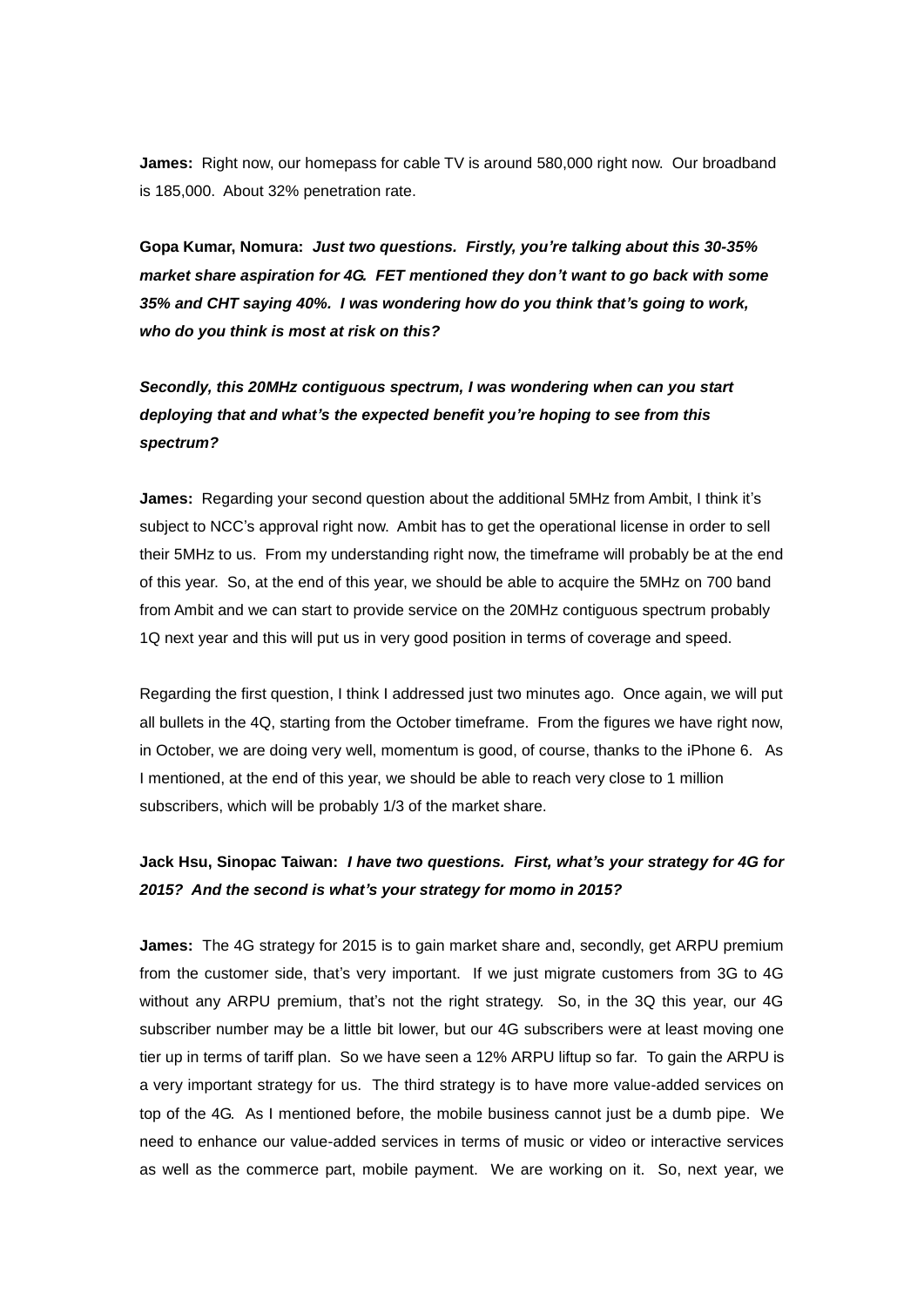**James:** Right now, our homepass for cable TV is around 580,000 right now. Our broadband is 185,000. About 32% penetration rate.

**Gopa Kumar, Nomura:** ***Just two questions. Firstly, you're talking about this 30-35% market share aspiration for 4G. FET mentioned they don't want to go back with some 35% and CHT saying 40%. I was wondering how do you think that's going to work, who do you think is most at risk on this?***

***Secondly, this 20MHz contiguous spectrum, I was wondering when can you start deploying that and what's the expected benefit you're hoping to see from this spectrum?***

**James:** Regarding your second question about the additional 5MHz from Ambit, I think it's subject to NCC's approval right now. Ambit has to get the operational license in order to sell their 5MHz to us. From my understanding right now, the timeframe will probably be at the end of this year. So, at the end of this year, we should be able to acquire the 5MHz on 700 band from Ambit and we can start to provide service on the 20MHz contiguous spectrum probably 1Q next year and this will put us in very good position in terms of coverage and speed.

Regarding the first question, I think I addressed just two minutes ago. Once again, we will put all bullets in the 4Q, starting from the October timeframe. From the figures we have right now, in October, we are doing very well, momentum is good, of course, thanks to the iPhone 6. As I mentioned, at the end of this year, we should be able to reach very close to 1 million subscribers, which will be probably 1/3 of the market share.

**Jack Hsu, Sinopac Taiwan:** ***I have two questions. First, what's your strategy for 4G for 2015? And the second is what's your strategy for momo in 2015?***

**James:** The 4G strategy for 2015 is to gain market share and, secondly, get ARPU premium from the customer side, that's very important. If we just migrate customers from 3G to 4G without any ARPU premium, that's not the right strategy. So, in the 3Q this year, our 4G subscriber number may be a little bit lower, but our 4G subscribers were at least moving one tier up in terms of tariff plan. So we have seen a 12% ARPU liftup so far. To gain the ARPU is a very important strategy for us. The third strategy is to have more value-added services on top of the 4G. As I mentioned before, the mobile business cannot just be a dumb pipe. We need to enhance our value-added services in terms of music or video or interactive services as well as the commerce part, mobile payment. We are working on it. So, next year, we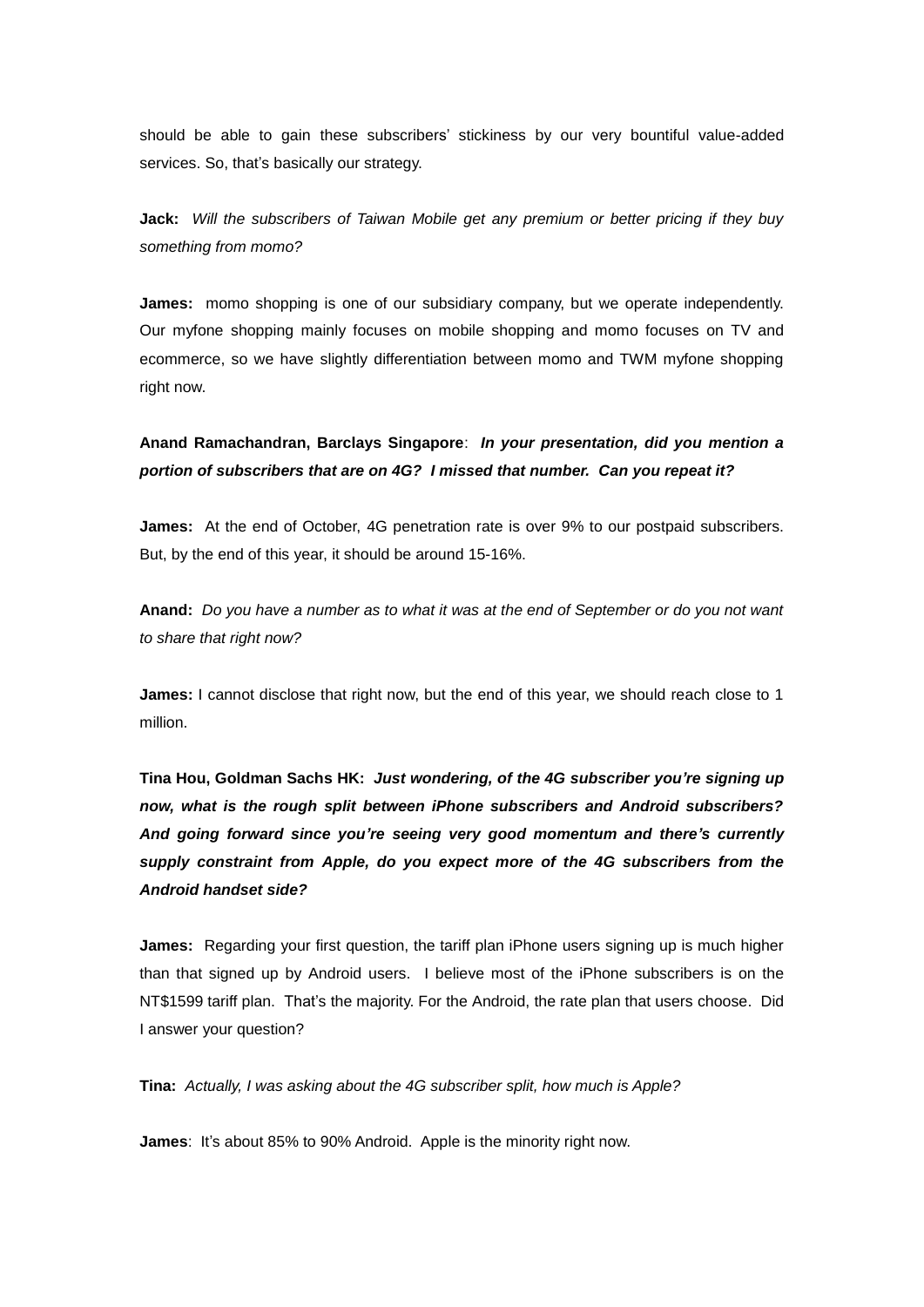should be able to gain these subscribers' stickiness by our very bountiful value-added services. So, that's basically our strategy.

**Jack:** *Will the subscribers of Taiwan Mobile get any premium or better pricing if they buy something from momo?*

**James:** momo shopping is one of our subsidiary company, but we operate independently. Our myfone shopping mainly focuses on mobile shopping and momo focuses on TV and ecommerce, so we have slightly differentiation between momo and TWM myfone shopping right now.

**Anand Ramachandran, Barclays Singapore**: ***In your presentation, did you mention a portion of subscribers that are on 4G? I missed that number. Can you repeat it?***

**James:** At the end of October, 4G penetration rate is over 9% to our postpaid subscribers. But, by the end of this year, it should be around 15-16%.

**Anand:** *Do you have a number as to what it was at the end of September or do you not want to share that right now?*

**James:** I cannot disclose that right now, but the end of this year, we should reach close to 1 million.

**Tina Hou, Goldman Sachs HK:** ***Just wondering, of the 4G subscriber you're signing up now, what is the rough split between iPhone subscribers and Android subscribers? And going forward since you're seeing very good momentum and there's currently supply constraint from Apple, do you expect more of the 4G subscribers from the Android handset side?***

**James:** Regarding your first question, the tariff plan iPhone users signing up is much higher than that signed up by Android users. I believe most of the iPhone subscribers is on the NT$1599 tariff plan. That's the majority. For the Android, the rate plan that users choose. Did I answer your question?

**Tina:** *Actually, I was asking about the 4G subscriber split, how much is Apple?*

**James**: It's about 85% to 90% Android. Apple is the minority right now.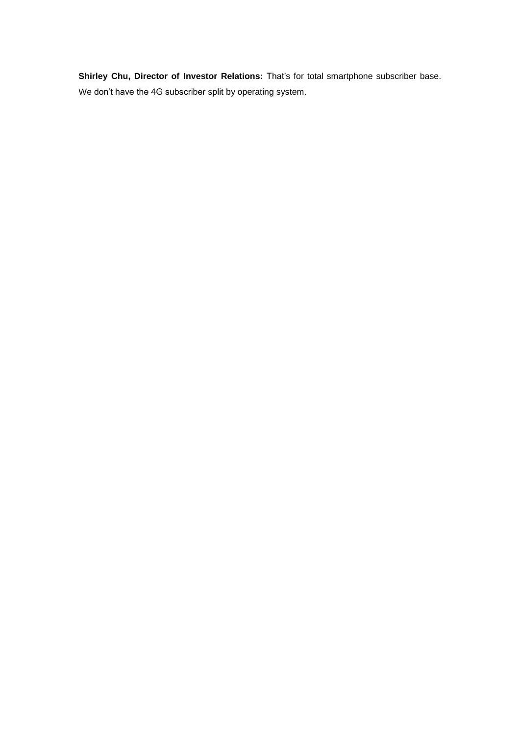**Shirley Chu, Director of Investor Relations:** That's for total smartphone subscriber base. We don't have the 4G subscriber split by operating system.